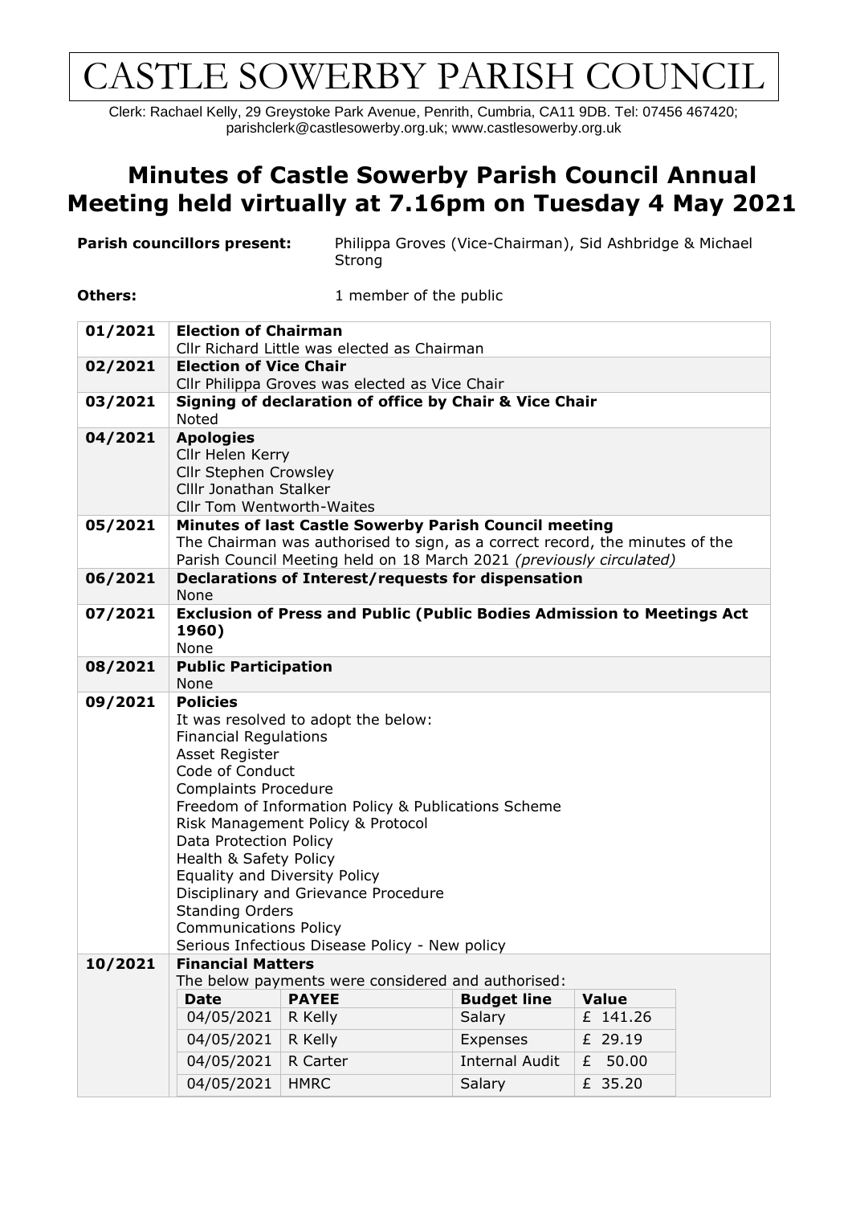# CASTLE SOWERBY PARISH COUNCIL

Clerk: Rachael Kelly, 29 Greystoke Park Avenue, Penrith, Cumbria, CA11 9DB. Tel: 07456 467420; parishclerk@castlesowerby.org.uk; www.castlesowerby.org.uk

## Minutes of Castle Sowerby Parish Council Annual Meeting held virtually at 7.16pm on Tuesday 4 May 2021

**Parish councillors present:** Philippa Groves (Vice-Chairman), Sid Ashbridge & Michael Strong

**Others:** 1 member of the public

**01/2021 Election of Chairman**
Cllr Richard Little was elected as Chairman

**02/2021 Election of Vice Chair**
Cllr Philippa Groves was elected as Vice Chair

**03/2021 Signing of declaration of office by Chair & Vice Chair**
Noted

**04/2021 Apologies**
Cllr Helen Kerry
Cllr Stephen Crowsley
Clllr Jonathan Stalker
Cllr Tom Wentworth-Waites

**05/2021 Minutes of last Castle Sowerby Parish Council meeting**
The Chairman was authorised to sign, as a correct record, the minutes of the Parish Council Meeting held on 18 March 2021 *(previously circulated)*

**06/2021 Declarations of Interest/requests for dispensation**
None

**07/2021 Exclusion of Press and Public (Public Bodies Admission to Meetings Act 1960)**
None

**08/2021 Public Participation**
None

**09/2021 Policies**
It was resolved to adopt the below:
Financial Regulations
Asset Register
Code of Conduct
Complaints Procedure
Freedom of Information Policy & Publications Scheme
Risk Management Policy & Protocol
Data Protection Policy
Health & Safety Policy
Equality and Diversity Policy
Disciplinary and Grievance Procedure
Standing Orders
Communications Policy
Serious Infectious Disease Policy - New policy

**10/2021 Financial Matters**
The below payments were considered and authorised:

| Date | PAYEE | Budget line | Value |
|---|---|---|---|
| 04/05/2021 | R Kelly | Salary | £ 141.26 |
| 04/05/2021 | R Kelly | Expenses | £ 29.19 |
| 04/05/2021 | R Carter | Internal Audit | £ 50.00 |
| 04/05/2021 | HMRC | Salary | £ 35.20 |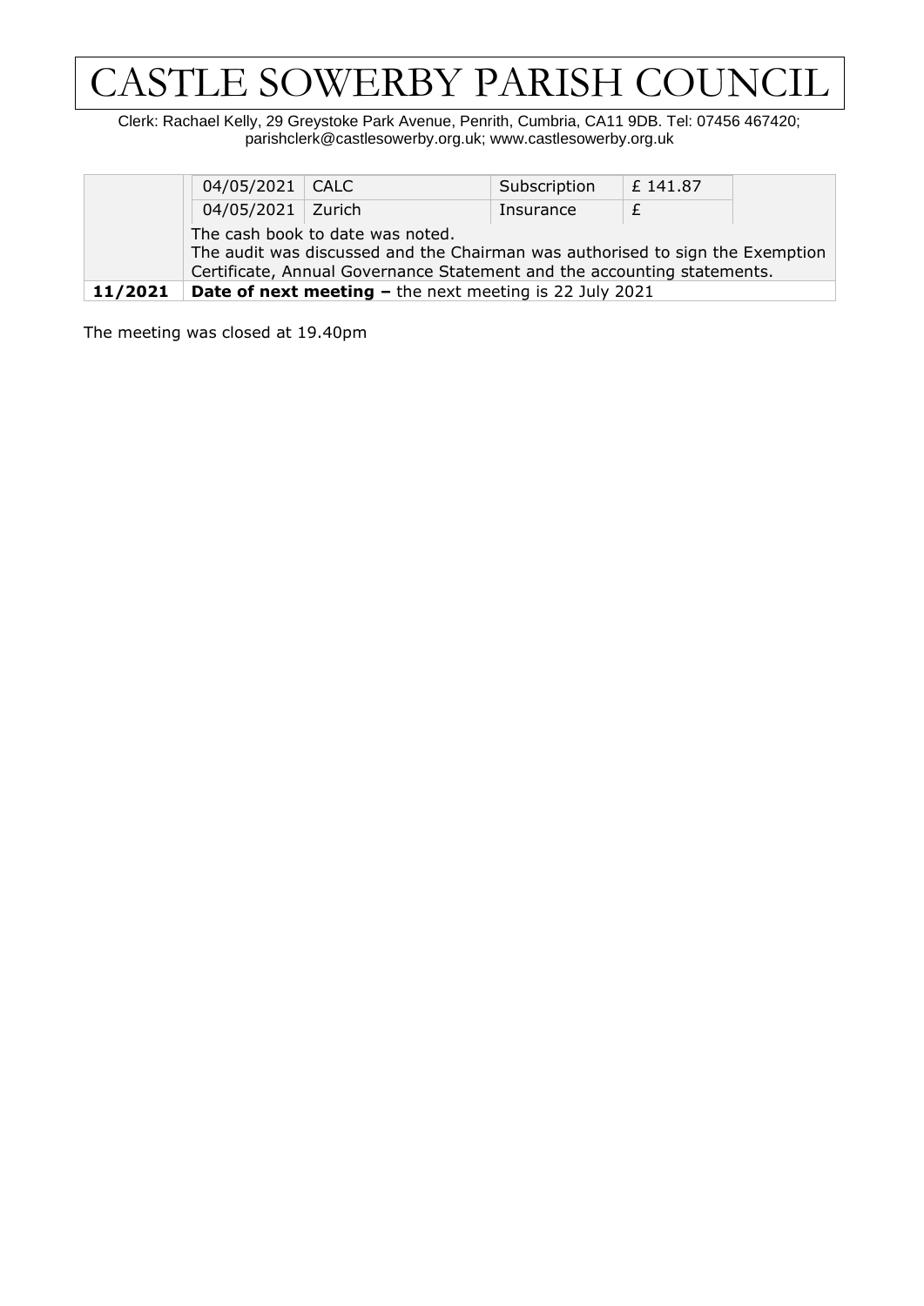# CASTLE SOWERBY PARISH COUNCIL

Clerk: Rachael Kelly, 29 Greystoke Park Avenue, Penrith, Cumbria, CA11 9DB. Tel: 07456 467420; parishclerk@castlesowerby.org.uk; www.castlesowerby.org.uk

| | | | | | |
|---|---|---|---|---|---|
| | 04/05/2021 | CALC | Subscription | £ 141.87 | |
| | 04/05/2021 | Zurich | Insurance | £ | |
| | The cash book to date was noted.<br>The audit was discussed and the Chairman was authorised to sign the Exemption Certificate, Annual Governance Statement and the accounting statements. | | | | |
| **11/2021** | **Date of next meeting –** the next meeting is 22 July 2021 | | | | |

The meeting was closed at 19.40pm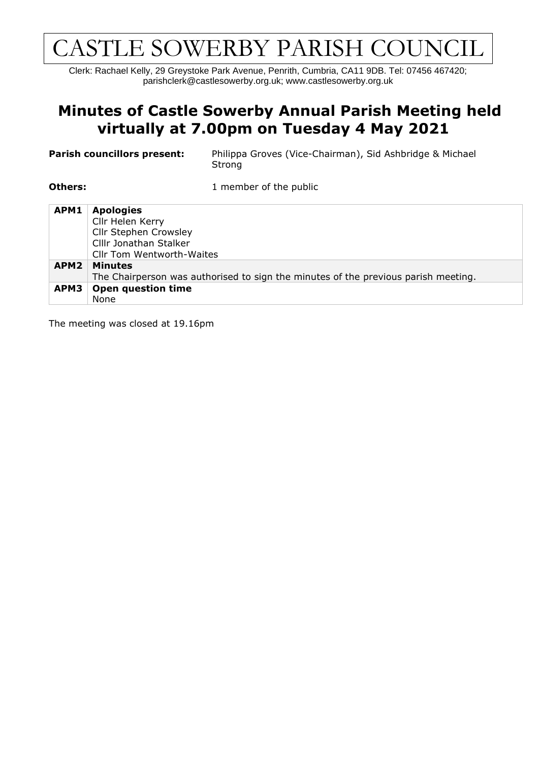# CASTLE SOWERBY PARISH COUNCIL

Clerk: Rachael Kelly, 29 Greystoke Park Avenue, Penrith, Cumbria, CA11 9DB. Tel: 07456 467420; parishclerk@castlesowerby.org.uk; www.castlesowerby.org.uk

## Minutes of Castle Sowerby Annual Parish Meeting held virtually at 7.00pm on Tuesday 4 May 2021

**Parish councillors present:** Philippa Groves (Vice-Chairman), Sid Ashbridge & Michael Strong

**Others:** 1 member of the public

| | |
|---|---|
| **APM1** | **Apologies**<br>Cllr Helen Kerry<br>Cllr Stephen Crowsley<br>Clllr Jonathan Stalker<br>Cllr Tom Wentworth-Waites |
| **APM2** | **Minutes**<br>The Chairperson was authorised to sign the minutes of the previous parish meeting. |
| **APM3** | **Open question time**<br>None |

The meeting was closed at 19.16pm